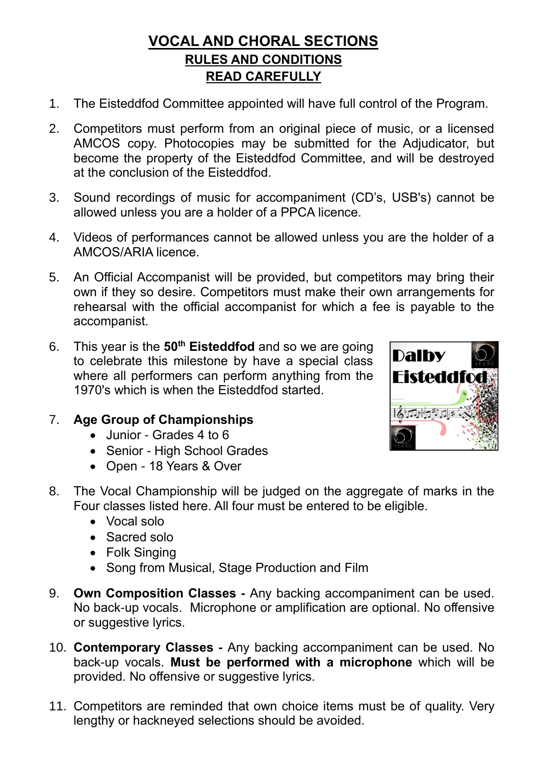# VOCAL AND CHORAL SECTIONS

## RULES AND CONDITIONS

## READ CAREFULLY

1. The Eisteddfod Committee appointed will have full control of the Program.

2. Competitors must perform from an original piece of music, or a licensed AMCOS copy. Photocopies may be submitted for the Adjudicator, but become the property of the Eisteddfod Committee, and will be destroyed at the conclusion of the Eisteddfod.

3. Sound recordings of music for accompaniment (CD's, USB's) cannot be allowed unless you are a holder of a PPCA licence.

4. Videos of performances cannot be allowed unless you are the holder of a AMCOS/ARIA licence.

5. An Official Accompanist will be provided, but competitors may bring their own if they so desire. Competitors must make their own arrangements for rehearsal with the official accompanist for which a fee is payable to the accompanist.

6. This year is the **50th Eisteddfod** and so we are going to celebrate this milestone by have a special class where all performers can perform anything from the 1970's which is when the Eisteddfod started.

7. **Age Group of Championships**
   - Junior - Grades 4 to 6
   - Senior - High School Grades
   - Open - 18 Years & Over

8. The Vocal Championship will be judged on the aggregate of marks in the Four classes listed here. All four must be entered to be eligible.
   - Vocal solo
   - Sacred solo
   - Folk Singing
   - Song from Musical, Stage Production and Film

9. **Own Composition Classes -** Any backing accompaniment can be used. No back-up vocals. Microphone or amplification are optional. No offensive or suggestive lyrics.

10. **Contemporary Classes -** Any backing accompaniment can be used. No back-up vocals. **Must be performed with a microphone** which will be provided. No offensive or suggestive lyrics.

11. Competitors are reminded that own choice items must be of quality. Very lengthy or hackneyed selections should be avoided.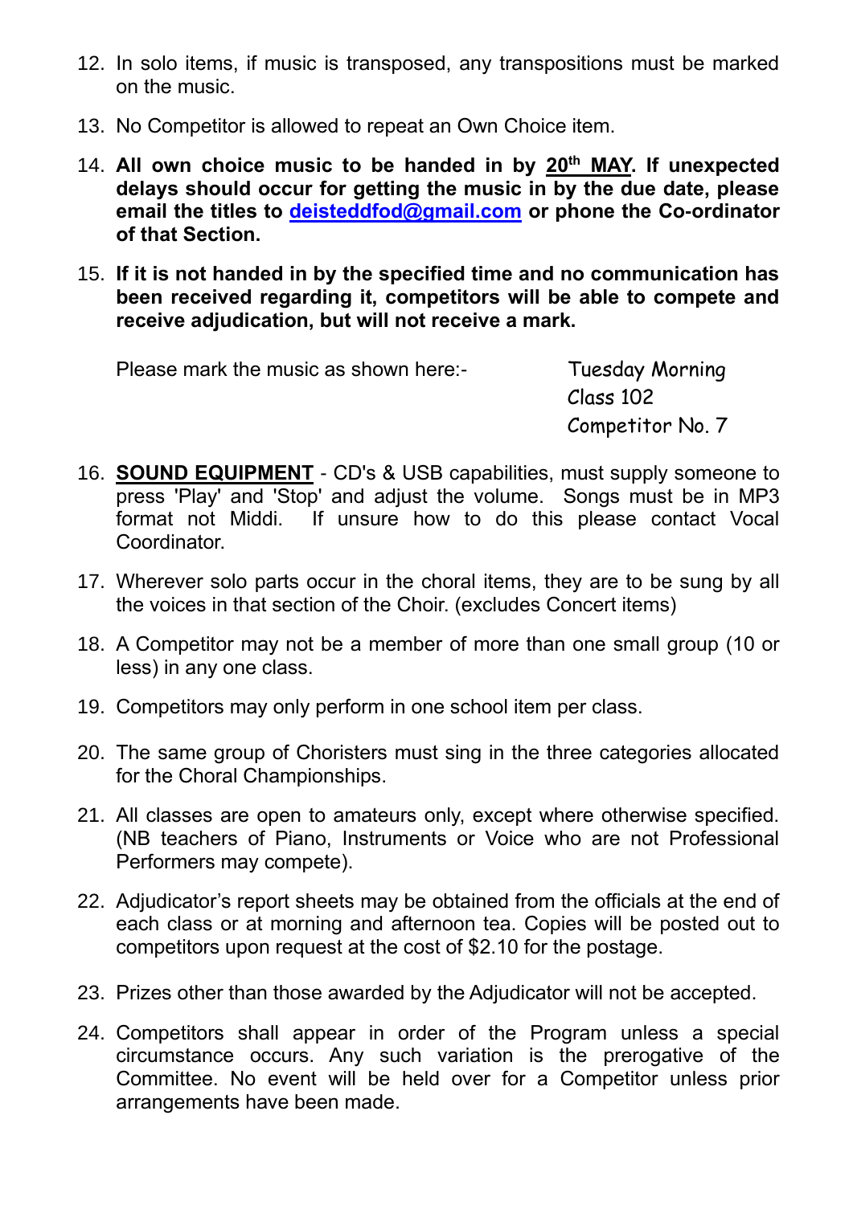12. In solo items, if music is transposed, any transpositions must be marked on the music.

13. No Competitor is allowed to repeat an Own Choice item.

14. **All own choice music to be handed in by <u>20th MAY</u>. If unexpected delays should occur for getting the music in by the due date, please email the titles to [deisteddfod@gmail.com](mailto:deisteddfod@gmail.com) or phone the Co-ordinator of that Section.**

15. **If it is not handed in by the specified time and no communication has been received regarding it, competitors will be able to compete and receive adjudication, but will not receive a mark.**

    Please mark the music as shown here:-

    Tuesday Morning
    Class 102
    Competitor No. 7

16. **<u>SOUND EQUIPMENT</u>** - CD's & USB capabilities, must supply someone to press 'Play' and 'Stop' and adjust the volume. Songs must be in MP3 format not Middi. If unsure how to do this please contact Vocal Coordinator.

17. Wherever solo parts occur in the choral items, they are to be sung by all the voices in that section of the Choir. (excludes Concert items)

18. A Competitor may not be a member of more than one small group (10 or less) in any one class.

19. Competitors may only perform in one school item per class.

20. The same group of Choristers must sing in the three categories allocated for the Choral Championships.

21. All classes are open to amateurs only, except where otherwise specified. (NB teachers of Piano, Instruments or Voice who are not Professional Performers may compete).

22. Adjudicator's report sheets may be obtained from the officials at the end of each class or at morning and afternoon tea. Copies will be posted out to competitors upon request at the cost of $2.10 for the postage.

23. Prizes other than those awarded by the Adjudicator will not be accepted.

24. Competitors shall appear in order of the Program unless a special circumstance occurs. Any such variation is the prerogative of the Committee. No event will be held over for a Competitor unless prior arrangements have been made.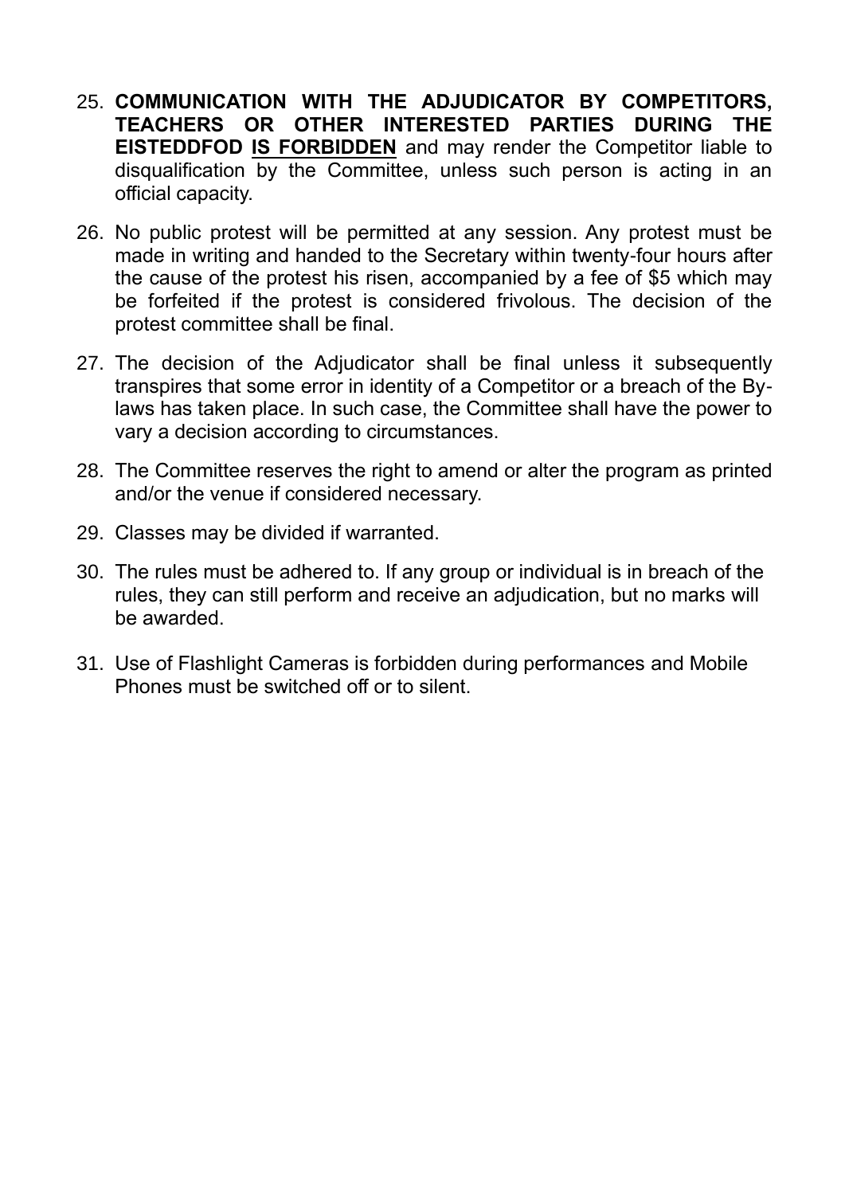25. **COMMUNICATION WITH THE ADJUDICATOR BY COMPETITORS, TEACHERS OR OTHER INTERESTED PARTIES DURING THE EISTEDDFOD <u>IS FORBIDDEN</u>** and may render the Competitor liable to disqualification by the Committee, unless such person is acting in an official capacity.

26. No public protest will be permitted at any session. Any protest must be made in writing and handed to the Secretary within twenty-four hours after the cause of the protest his risen, accompanied by a fee of $5 which may be forfeited if the protest is considered frivolous. The decision of the protest committee shall be final.

27. The decision of the Adjudicator shall be final unless it subsequently transpires that some error in identity of a Competitor or a breach of the By-laws has taken place. In such case, the Committee shall have the power to vary a decision according to circumstances.

28. The Committee reserves the right to amend or alter the program as printed and/or the venue if considered necessary.

29. Classes may be divided if warranted.

30. The rules must be adhered to. If any group or individual is in breach of the rules, they can still perform and receive an adjudication, but no marks will be awarded.

31. Use of Flashlight Cameras is forbidden during performances and Mobile Phones must be switched off or to silent.